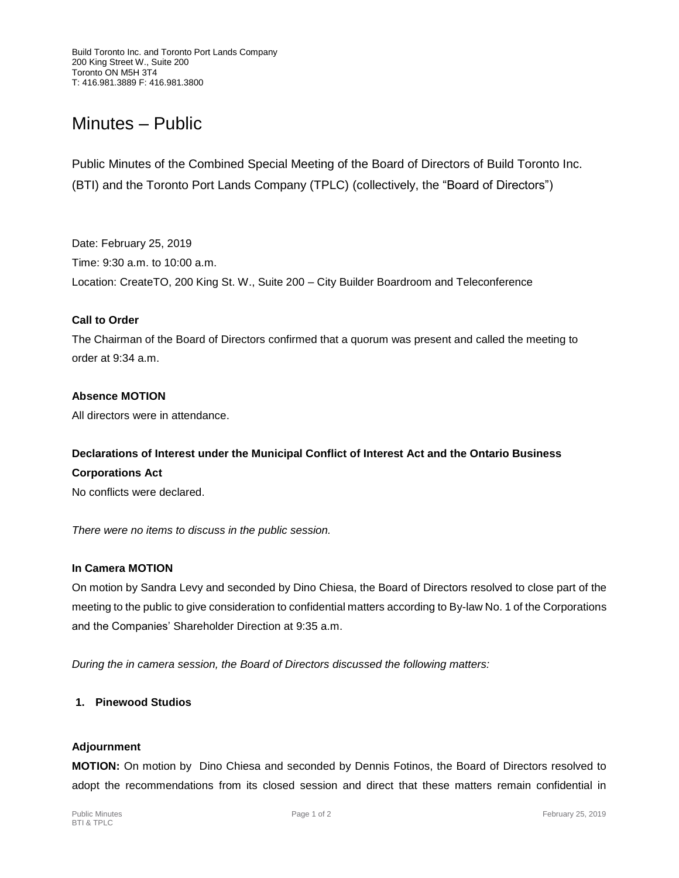Build Toronto Inc. and Toronto Port Lands Company
200 King Street W., Suite 200
Toronto ON M5H 3T4
T: 416.981.3889 F: 416.981.3800

# Minutes – Public

Public Minutes of the Combined Special Meeting of the Board of Directors of Build Toronto Inc. (BTI) and the Toronto Port Lands Company (TPLC) (collectively, the "Board of Directors")

Date: February 25, 2019
Time: 9:30 a.m. to 10:00 a.m.
Location: CreateTO, 200 King St. W., Suite 200 – City Builder Boardroom and Teleconference

**Call to Order**

The Chairman of the Board of Directors confirmed that a quorum was present and called the meeting to order at 9:34 a.m.

**Absence MOTION**

All directors were in attendance.

**Declarations of Interest under the Municipal Conflict of Interest Act and the Ontario Business Corporations Act**

No conflicts were declared.

*There were no items to discuss in the public session.*

**In Camera MOTION**

On motion by Sandra Levy and seconded by Dino Chiesa, the Board of Directors resolved to close part of the meeting to the public to give consideration to confidential matters according to By-law No. 1 of the Corporations and the Companies' Shareholder Direction at 9:35 a.m.

*During the in camera session, the Board of Directors discussed the following matters:*

1. **Pinewood Studios**

**Adjournment**

**MOTION:** On motion by Dino Chiesa and seconded by Dennis Fotinos, the Board of Directors resolved to adopt the recommendations from its closed session and direct that these matters remain confidential in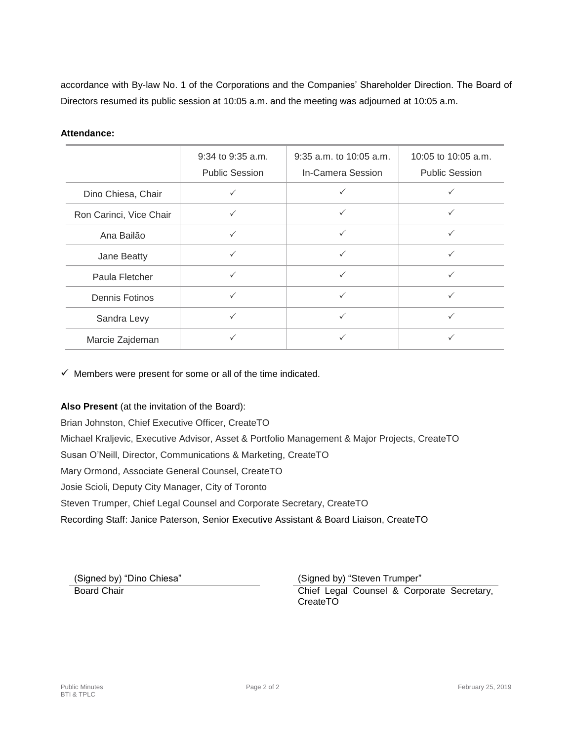accordance with By-law No. 1 of the Corporations and the Companies' Shareholder Direction. The Board of Directors resumed its public session at 10:05 a.m. and the meeting was adjourned at 10:05 a.m.

**Attendance:**

| | 9:34 to 9:35 a.m. Public Session | 9:35 a.m. to 10:05 a.m. In-Camera Session | 10:05 to 10:05 a.m. Public Session |
|---|---|---|---|
| Dino Chiesa, Chair | ✓ | ✓ | ✓ |
| Ron Carinci, Vice Chair | ✓ | ✓ | ✓ |
| Ana Bailão | ✓ | ✓ | ✓ |
| Jane Beatty | ✓ | ✓ | ✓ |
| Paula Fletcher | ✓ | ✓ | ✓ |
| Dennis Fotinos | ✓ | ✓ | ✓ |
| Sandra Levy | ✓ | ✓ | ✓ |
| Marcie Zajdeman | ✓ | ✓ | ✓ |

✓ Members were present for some or all of the time indicated.

**Also Present** (at the invitation of the Board):

Brian Johnston, Chief Executive Officer, CreateTO

Michael Kraljevic, Executive Advisor, Asset & Portfolio Management & Major Projects, CreateTO

Susan O'Neill, Director, Communications & Marketing, CreateTO

Mary Ormond, Associate General Counsel, CreateTO

Josie Scioli, Deputy City Manager, City of Toronto

Steven Trumper, Chief Legal Counsel and Corporate Secretary, CreateTO

Recording Staff: Janice Paterson, Senior Executive Assistant & Board Liaison, CreateTO

(Signed by) "Dino Chiesa"
Board Chair

(Signed by) "Steven Trumper"
Chief Legal Counsel & Corporate Secretary, CreateTO